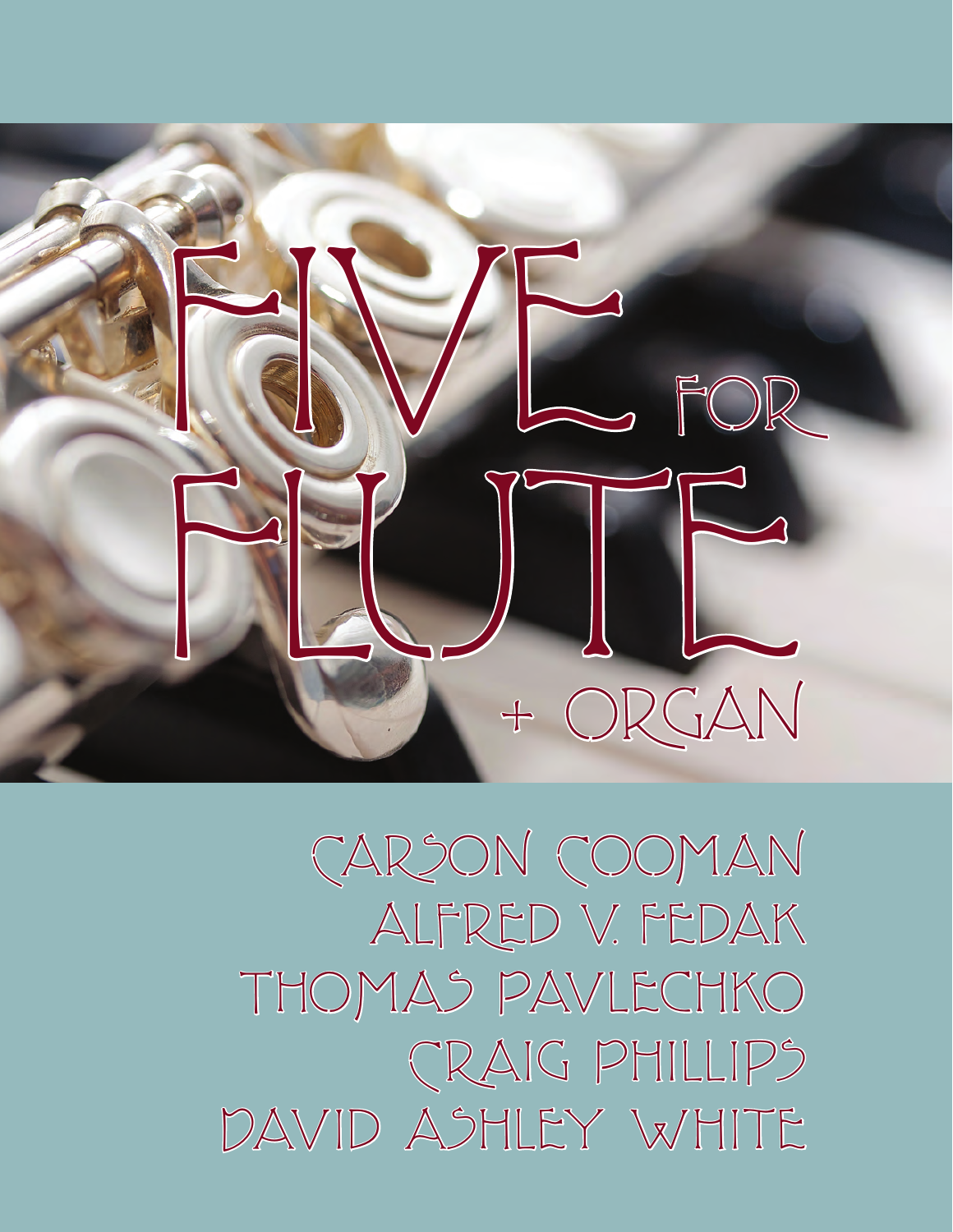# FIVE FOR FLUTE + ORGAN

CARSON COOMAN
ALFRED V. FEDAK
THOMAS PAVLECHKO
CRAIG PHILLIPS
DAVID ASHLEY WHITE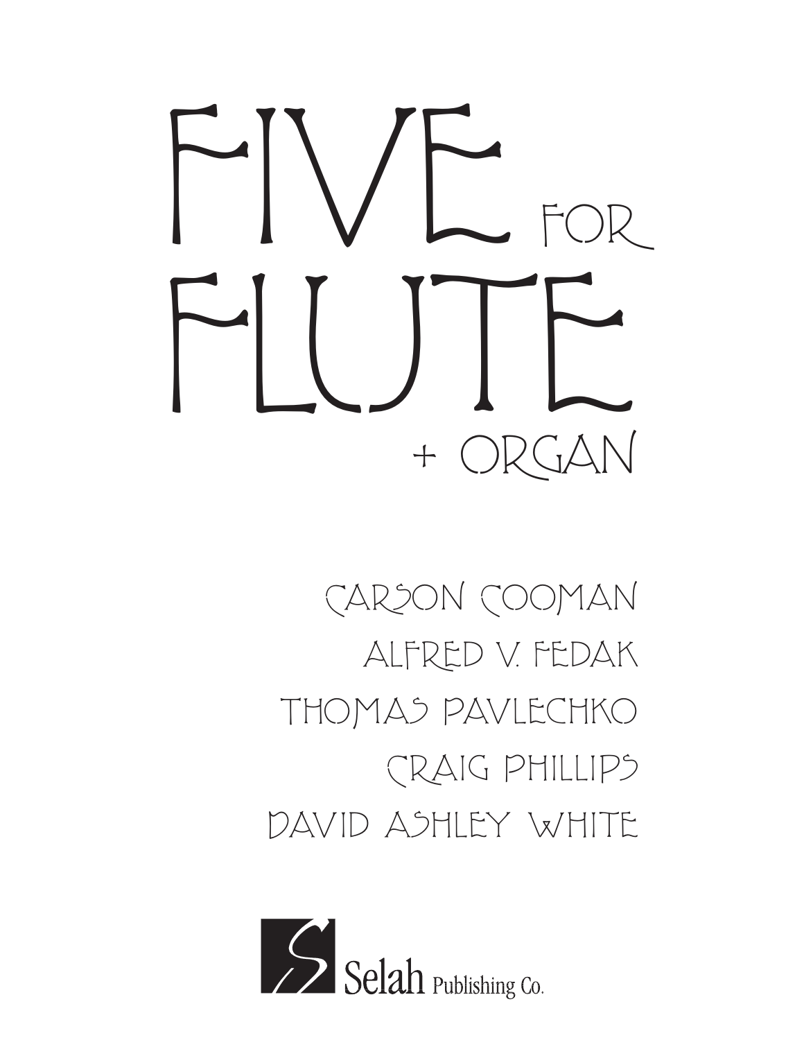# FIVE FOR FLUTE

## + ORGAN

CARSON COOMAN

ALFRED V. FEDAK

THOMAS PAVLECHKO

CRAIG PHILLIPS

DAVID ASHLEY WHITE

Selah Publishing Co.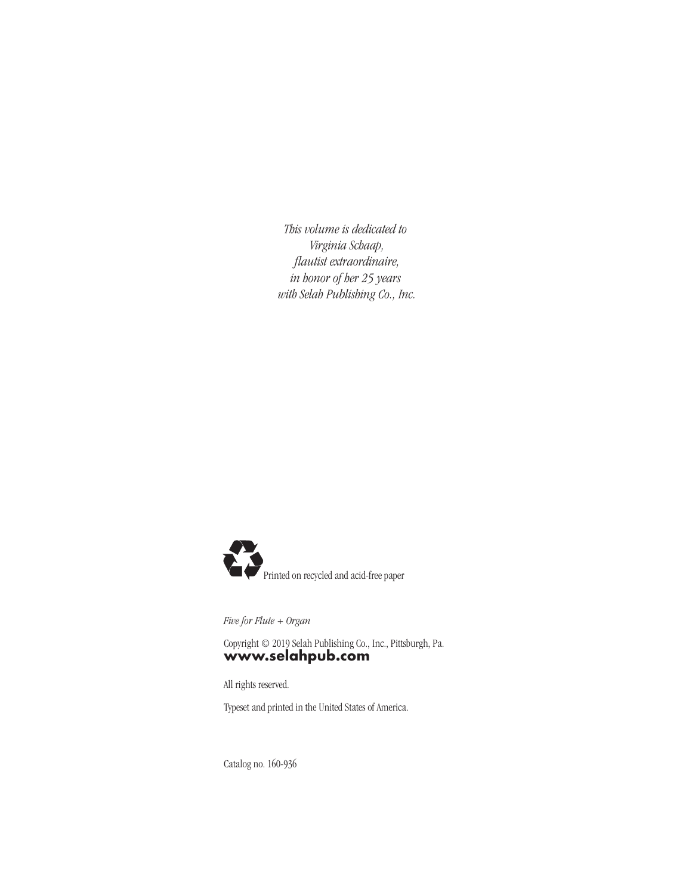*This volume is dedicated to*
*Virginia Schaap,*
*flautist extraordinaire,*
*in honor of her 25 years*
*with Selah Publishing Co., Inc.*

Printed on recycled and acid-free paper

*Five for Flute + Organ*

Copyright © 2019 Selah Publishing Co., Inc., Pittsburgh, Pa.
**www.selahpub.com**

All rights reserved.

Typeset and printed in the United States of America.

Catalog no. 160-936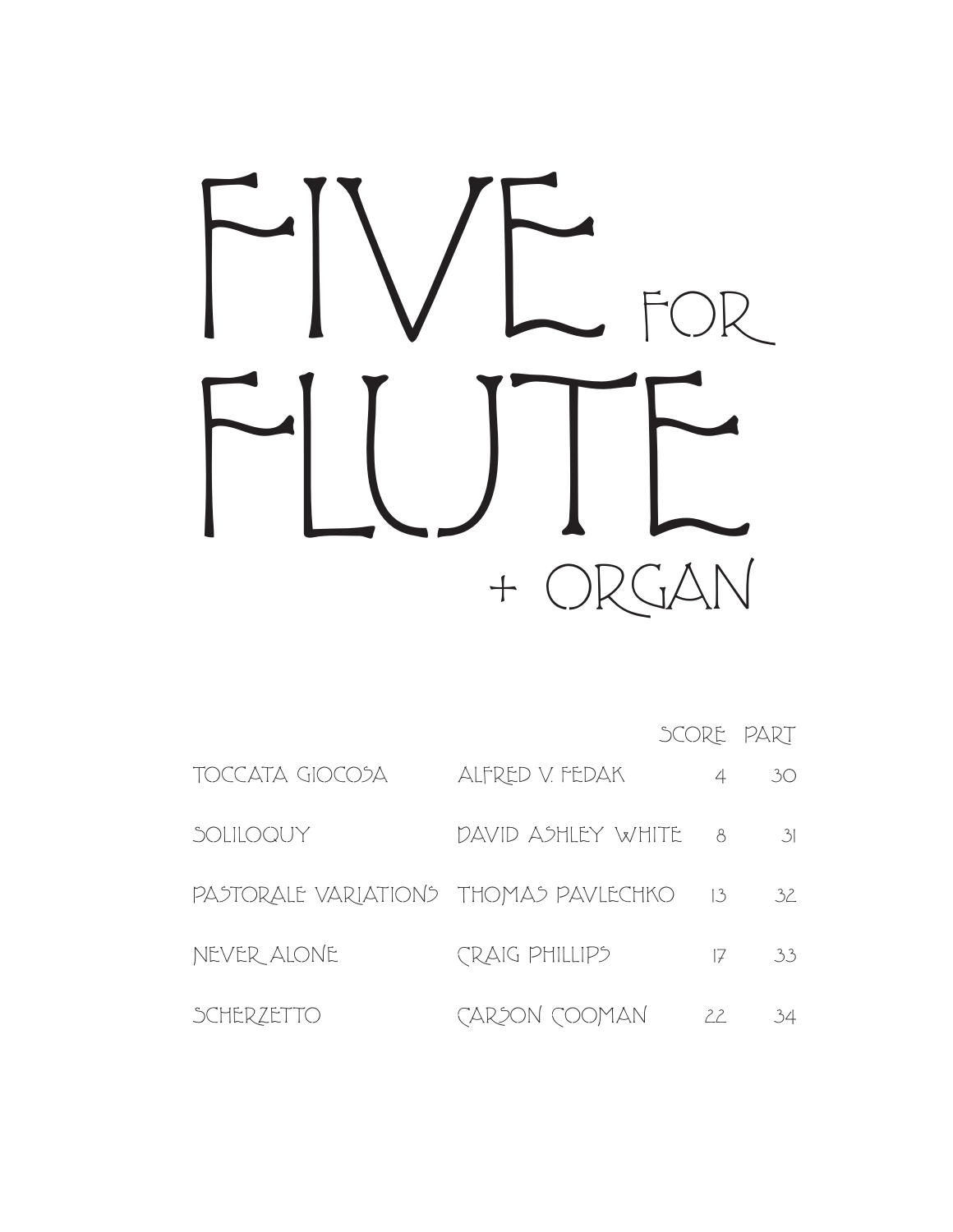# FIVE FOR FLUTE + ORGAN

| | | SCORE | PART |
|---|---|---|---|
| TOCCATA GIOCOSA | ALFRED V. FEDAK | 4 | 30 |
| SOLILOQUY | DAVID ASHLEY WHITE | 8 | 31 |
| PASTORALE VARIATIONS | THOMAS PAVLECHKO | 13 | 32 |
| NEVER ALONE | CRAIG PHILLIPS | 17 | 33 |
| SCHERZETTO | CARSON COOMAN | 22 | 34 |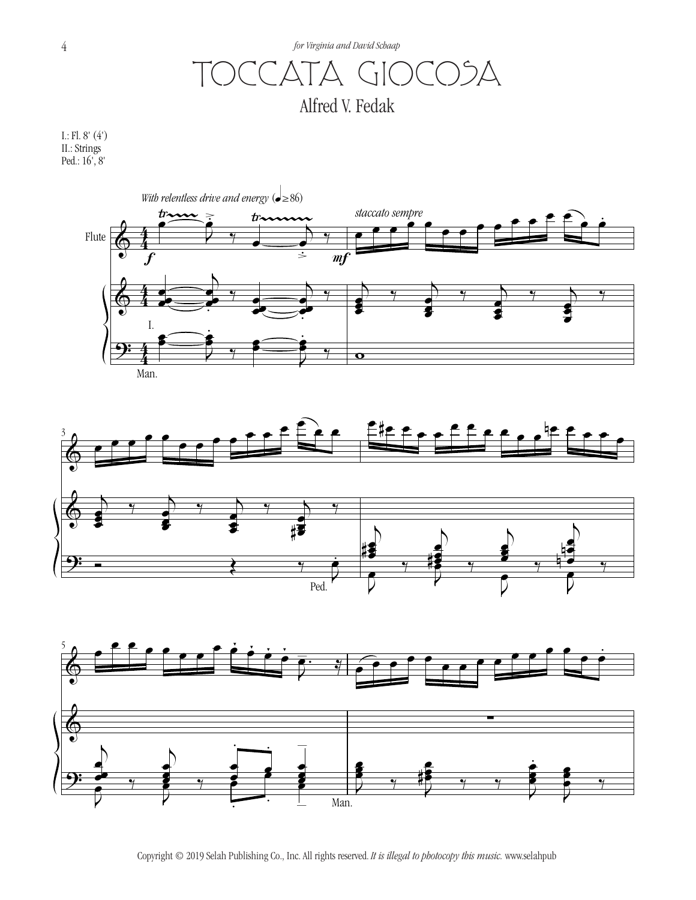*for Virginia and David Schaap*

# TOCCATA GIOCOSA

## Alfred V. Fedak

I.: Fl. 8' (4')
II.: Strings
Ped.: 16', 8'

*With relentless drive and energy* (𝅗𝅥 ≥ 86)

*staccato sempre*

Flute

I.

Man.

Ped.

Man.

Copyright © 2019 Selah Publishing Co., Inc. All rights reserved. *It is illegal to photocopy this music.* www.selahpub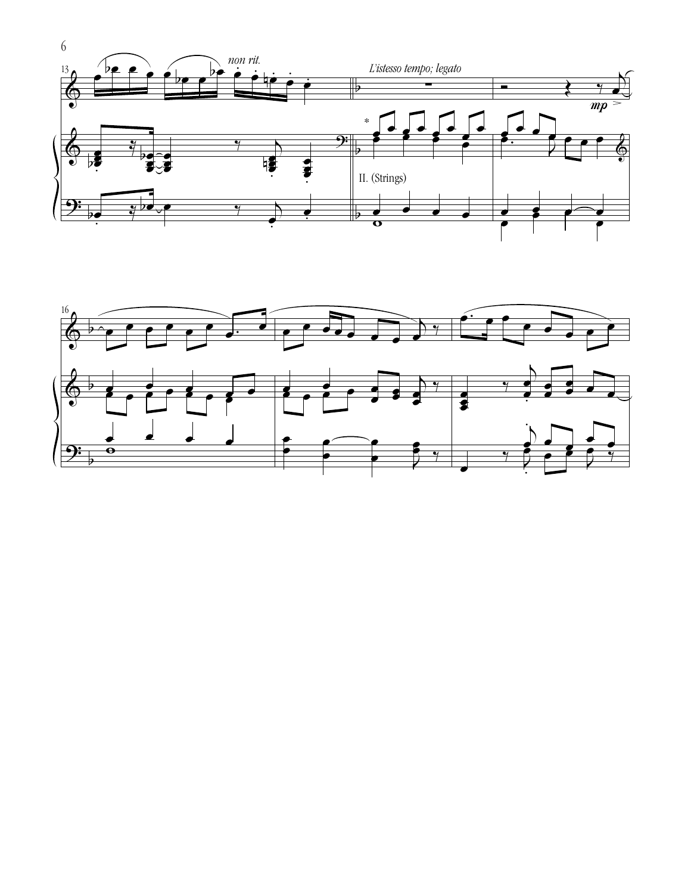*non rit.*

*L'istesso tempo; legato*

*mp*

II. (Strings)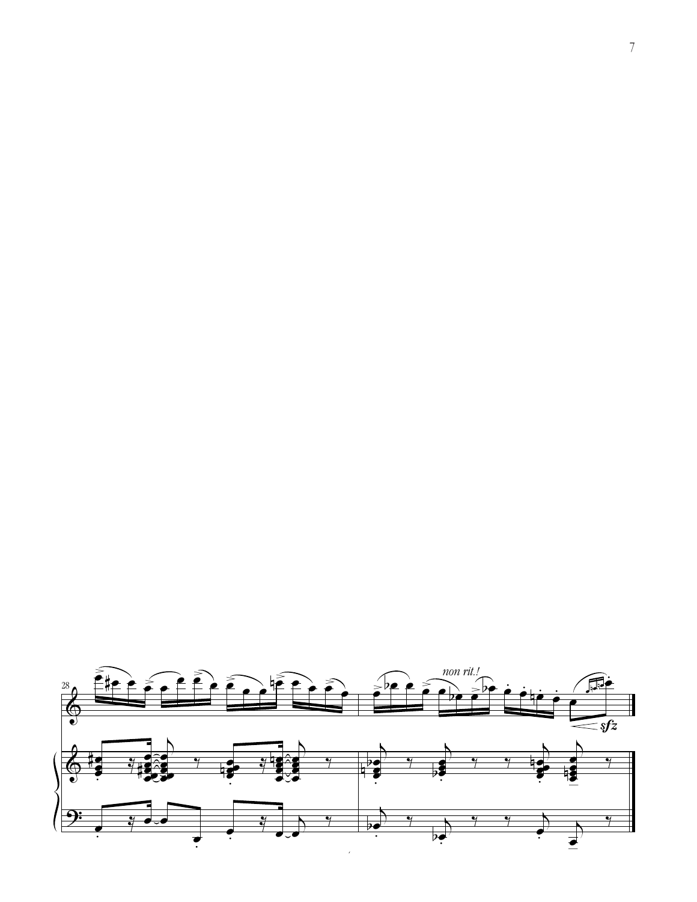28

*non rit.!*

*sfz*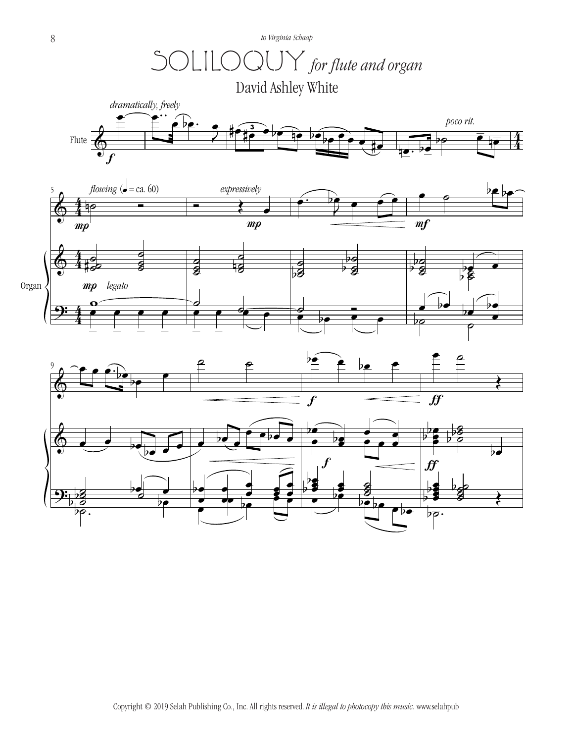*to Virginia Schaap*

# SOLILOQUY *for flute and organ*

David Ashley White

Copyright © 2019 Selah Publishing Co., Inc. All rights reserved. *It is illegal to photocopy this music.* www.selahpub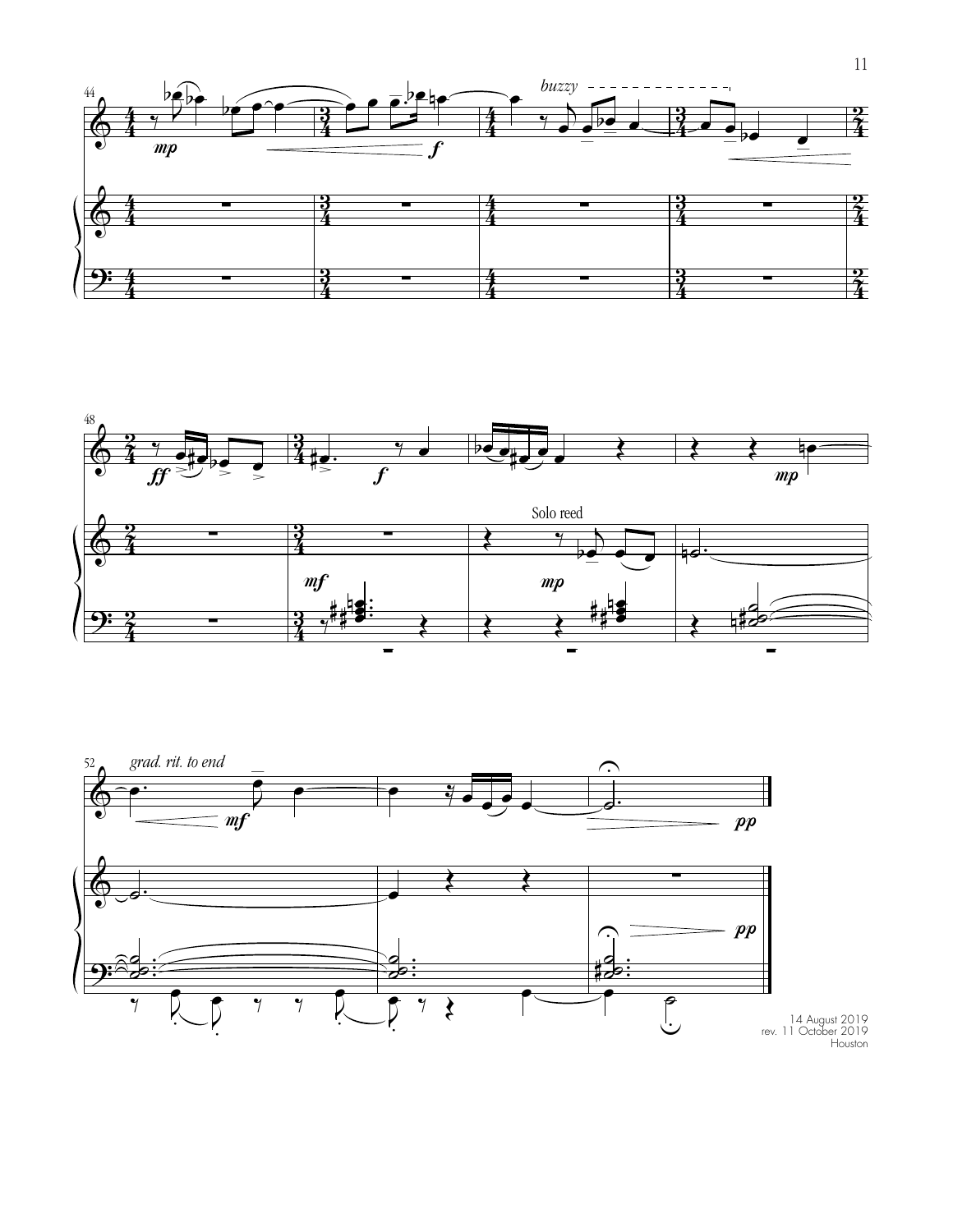14 August 2019
rev. 11 October 2019
Houston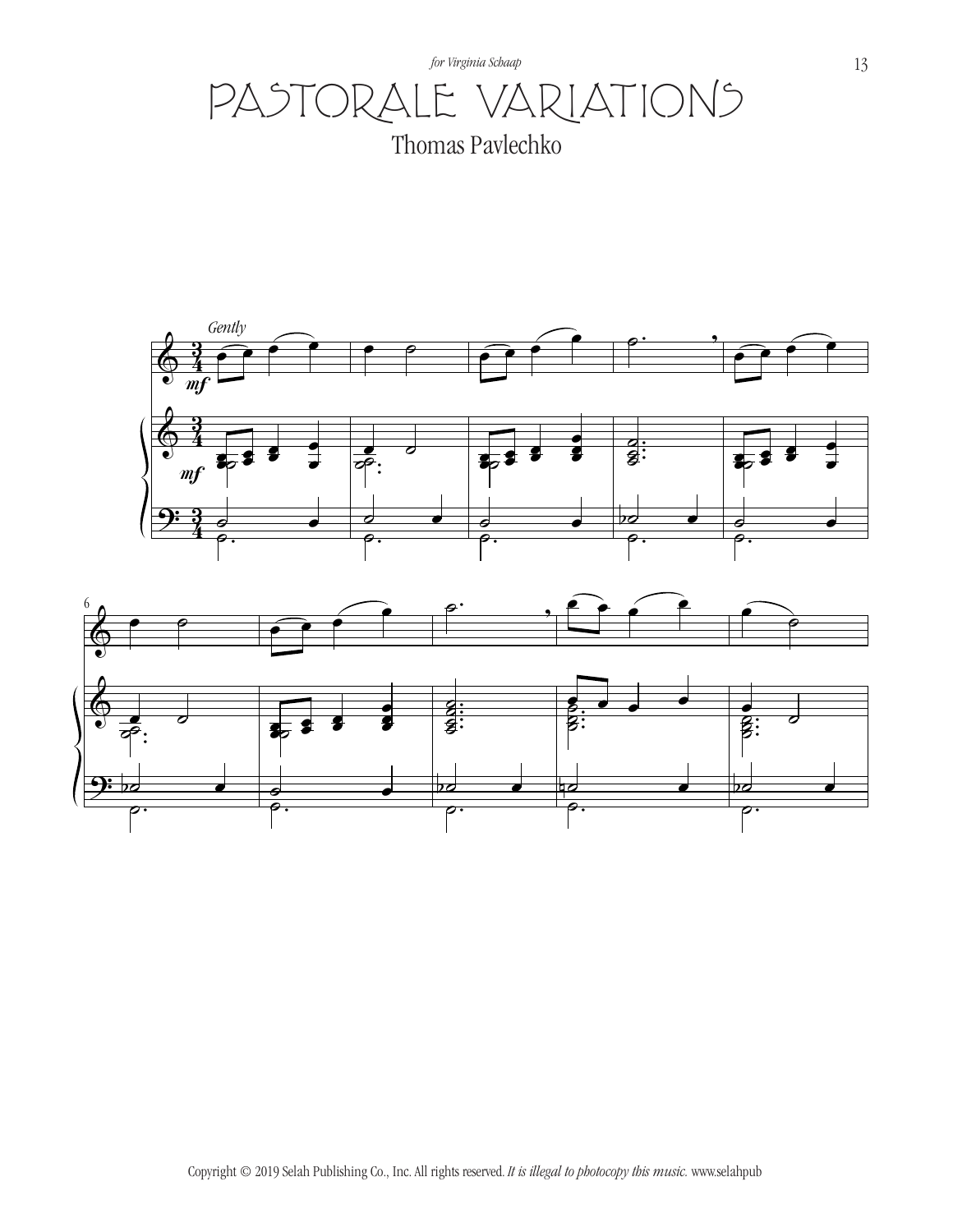*for Virginia Schaap*

# PASTORALE VARIATIONS

Thomas Pavlechko

*Gently*

*mf*

*mf*

Copyright © 2019 Selah Publishing Co., Inc. All rights reserved. *It is illegal to photocopy this music.* www.selahpub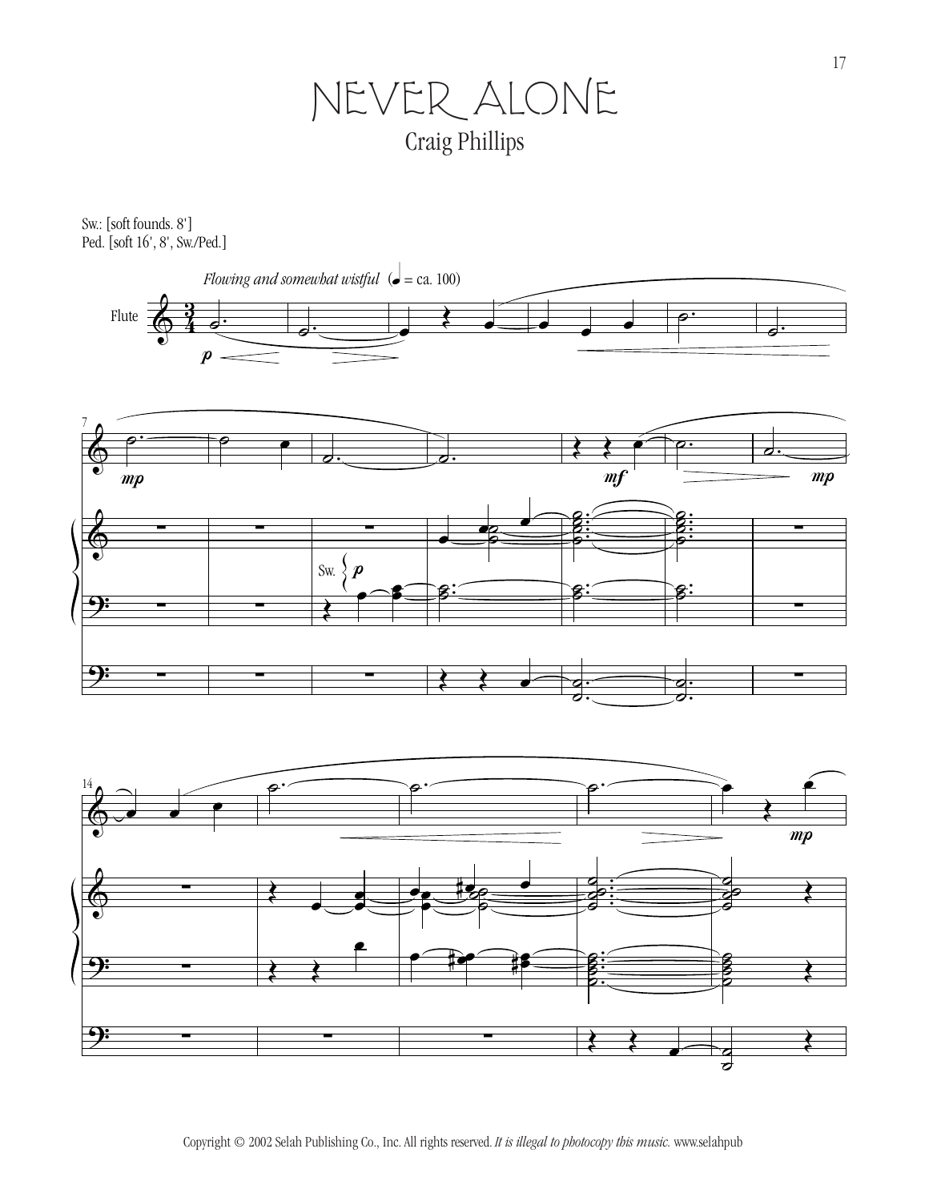# NEVER ALONE

Craig Phillips

Sw.: [soft founds. 8']
Ped. [soft 16', 8', Sw./Ped.]

*Flowing and somewhat wistful* (♩ = ca. 100)

Flute

Copyright © 2002 Selah Publishing Co., Inc. All rights reserved. *It is illegal to photocopy this music.* www.selahpub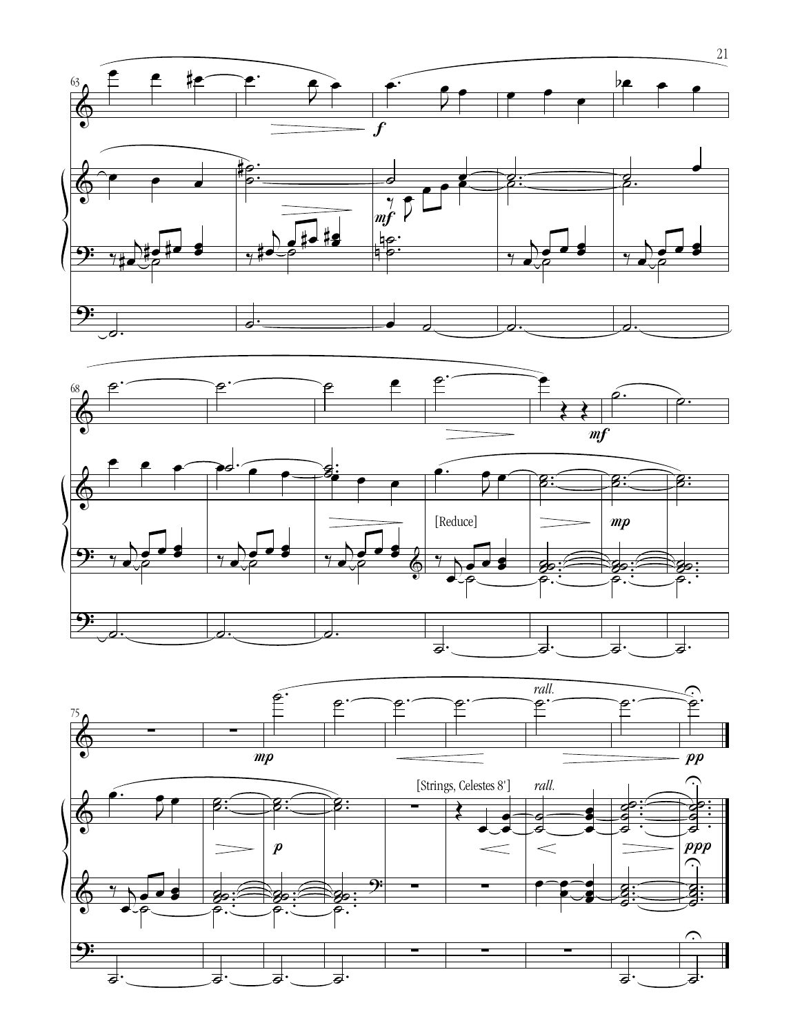[Reduce]

[Strings, Celestes 8']

*rall.*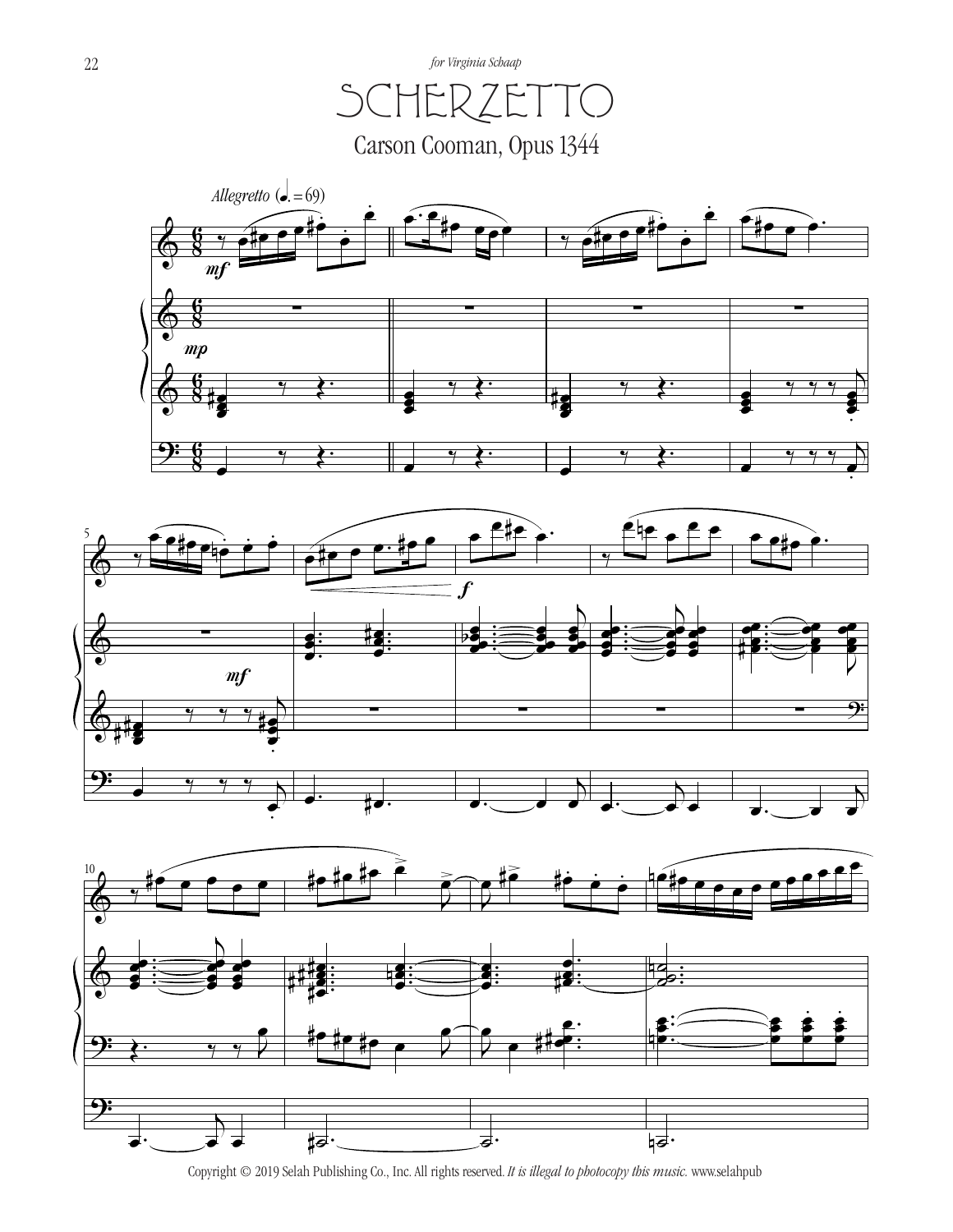*for Virginia Schaap*

# SCHERZETTO

Carson Cooman, Opus 1344

*Allegretto* (♩. = 69)

Copyright © 2019 Selah Publishing Co., Inc. All rights reserved. *It is illegal to photocopy this music.* www.selahpub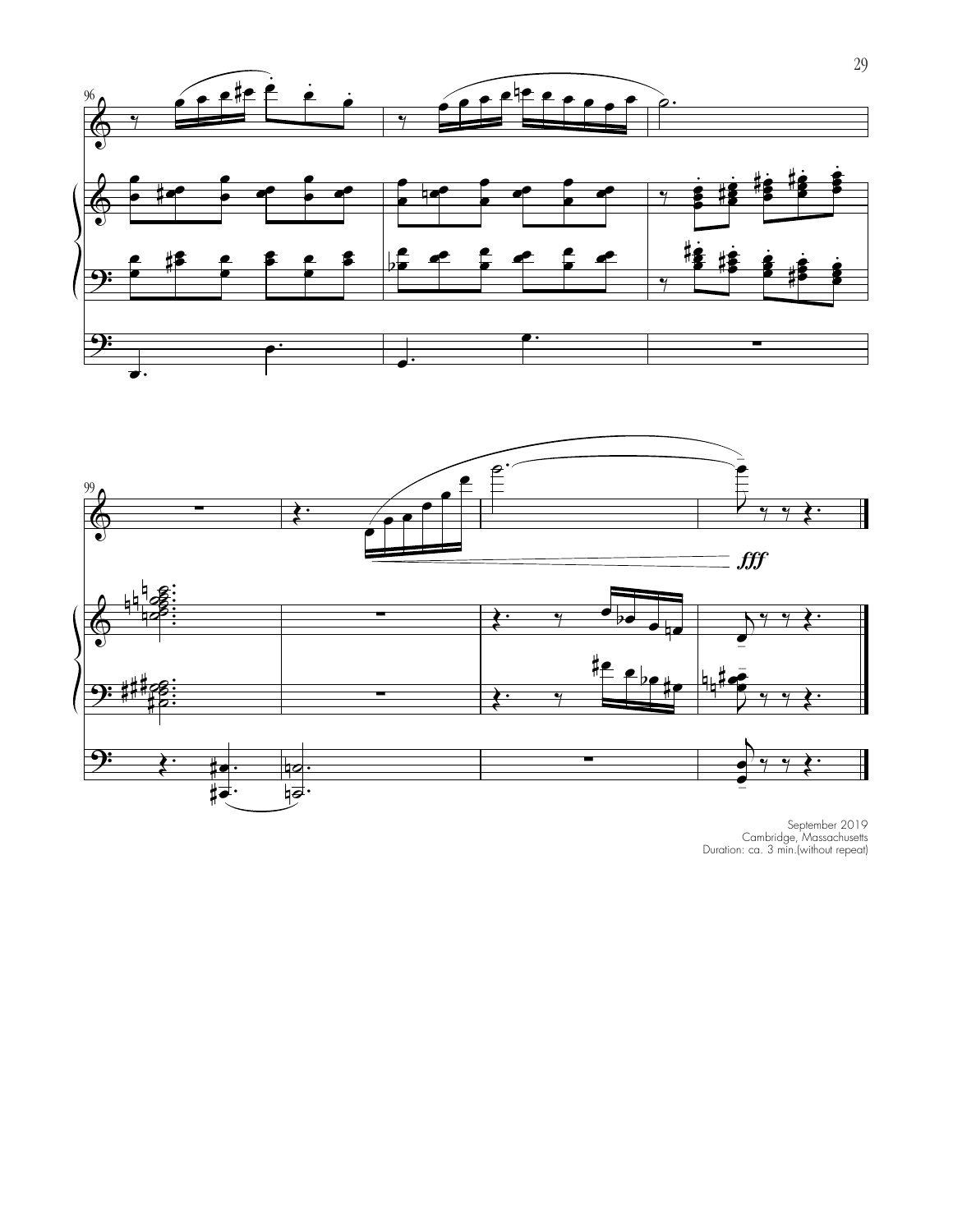September 2019
Cambridge, Massachusetts
Duration: ca. 3 min.(without repeat)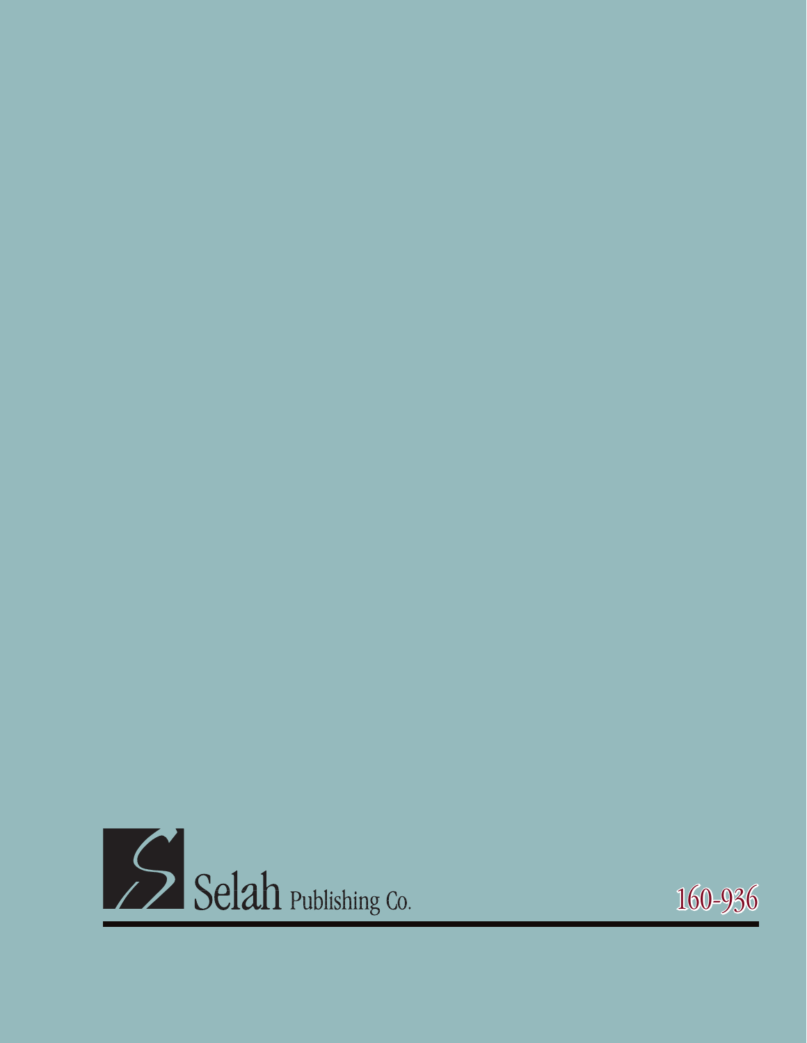Selah Publishing Co.

160-936